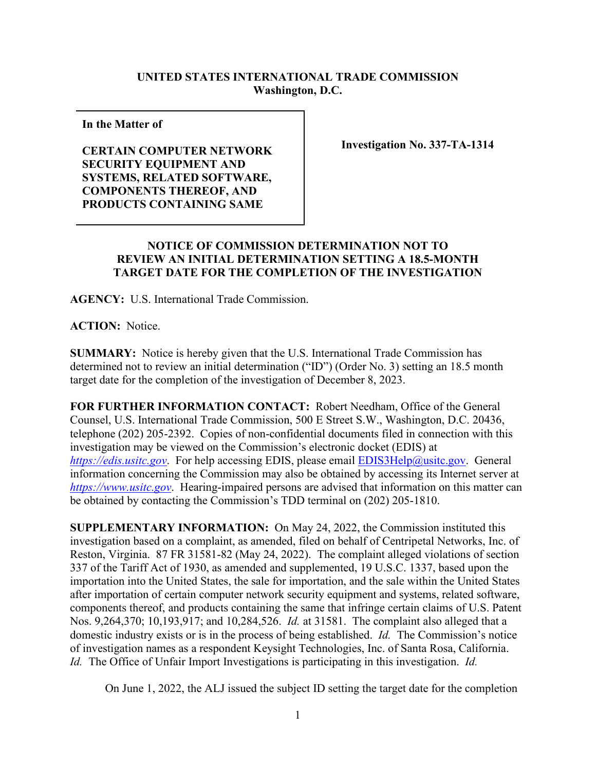**UNITED STATES INTERNATIONAL TRADE COMMISSION**
**Washington, D.C.**

**In the Matter of**

**CERTAIN COMPUTER NETWORK SECURITY EQUIPMENT AND SYSTEMS, RELATED SOFTWARE, COMPONENTS THEREOF, AND PRODUCTS CONTAINING SAME**

**Investigation No. 337-TA-1314**

## NOTICE OF COMMISSION DETERMINATION NOT TO REVIEW AN INITIAL DETERMINATION SETTING A 18.5-MONTH TARGET DATE FOR THE COMPLETION OF THE INVESTIGATION

**AGENCY:** U.S. International Trade Commission.

**ACTION:** Notice.

**SUMMARY:** Notice is hereby given that the U.S. International Trade Commission has determined not to review an initial determination ("ID") (Order No. 3) setting an 18.5 month target date for the completion of the investigation of December 8, 2023.

**FOR FURTHER INFORMATION CONTACT:** Robert Needham, Office of the General Counsel, U.S. International Trade Commission, 500 E Street S.W., Washington, D.C. 20436, telephone (202) 205-2392. Copies of non-confidential documents filed in connection with this investigation may be viewed on the Commission's electronic docket (EDIS) at *https://edis.usitc.gov*. For help accessing EDIS, please email EDIS3Help@usitc.gov. General information concerning the Commission may also be obtained by accessing its Internet server at *https://www.usitc.gov*. Hearing-impaired persons are advised that information on this matter can be obtained by contacting the Commission's TDD terminal on (202) 205-1810.

**SUPPLEMENTARY INFORMATION:** On May 24, 2022, the Commission instituted this investigation based on a complaint, as amended, filed on behalf of Centripetal Networks, Inc. of Reston, Virginia. 87 FR 31581-82 (May 24, 2022). The complaint alleged violations of section 337 of the Tariff Act of 1930, as amended and supplemented, 19 U.S.C. 1337, based upon the importation into the United States, the sale for importation, and the sale within the United States after importation of certain computer network security equipment and systems, related software, components thereof, and products containing the same that infringe certain claims of U.S. Patent Nos. 9,264,370; 10,193,917; and 10,284,526. *Id.* at 31581. The complaint also alleged that a domestic industry exists or is in the process of being established. *Id.* The Commission's notice of investigation names as a respondent Keysight Technologies, Inc. of Santa Rosa, California. *Id.* The Office of Unfair Import Investigations is participating in this investigation. *Id.*

On June 1, 2022, the ALJ issued the subject ID setting the target date for the completion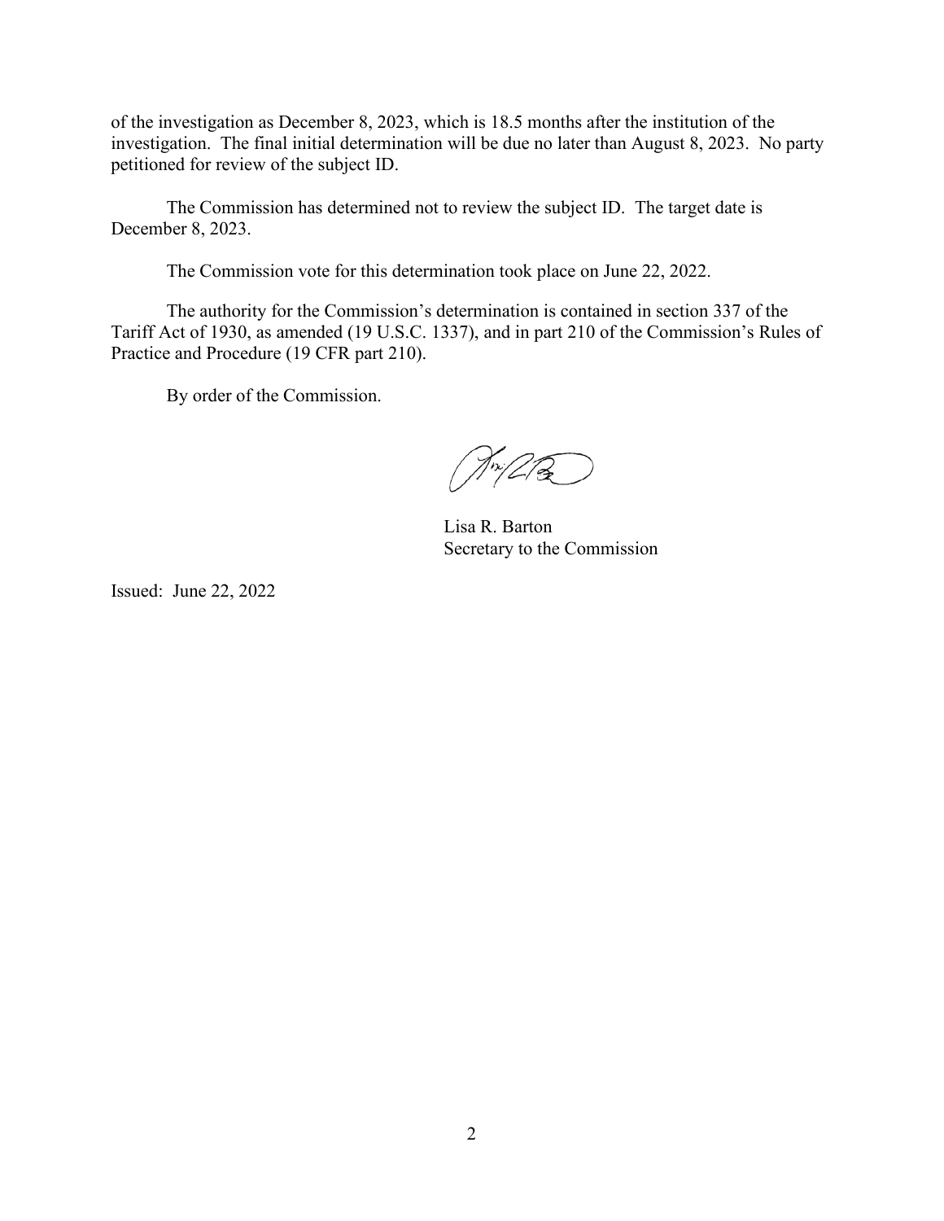of the investigation as December 8, 2023, which is 18.5 months after the institution of the investigation. The final initial determination will be due no later than August 8, 2023. No party petitioned for review of the subject ID.

The Commission has determined not to review the subject ID. The target date is December 8, 2023.

The Commission vote for this determination took place on June 22, 2022.

The authority for the Commission's determination is contained in section 337 of the Tariff Act of 1930, as amended (19 U.S.C. 1337), and in part 210 of the Commission's Rules of Practice and Procedure (19 CFR part 210).

By order of the Commission.

Lisa R. Barton
Secretary to the Commission

Issued: June 22, 2022